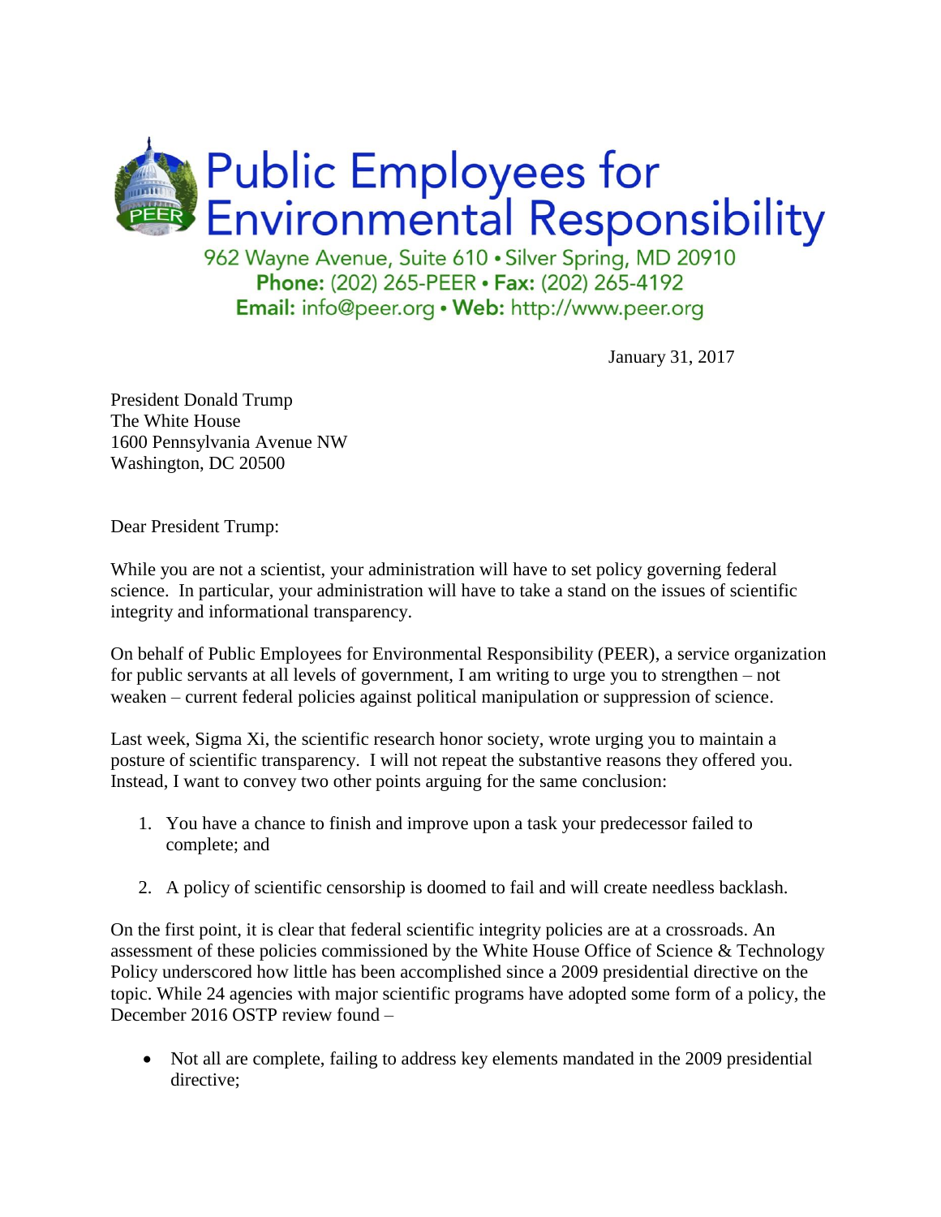# Public Employees for Environmental Responsibility

962 Wayne Avenue, Suite 610 • Silver Spring, MD 20910
**Phone:** (202) 265-PEER • **Fax:** (202) 265-4192
**Email:** info@peer.org • **Web:** http://www.peer.org

January 31, 2017

President Donald Trump
The White House
1600 Pennsylvania Avenue NW
Washington, DC 20500

Dear President Trump:

While you are not a scientist, your administration will have to set policy governing federal science. In particular, your administration will have to take a stand on the issues of scientific integrity and informational transparency.

On behalf of Public Employees for Environmental Responsibility (PEER), a service organization for public servants at all levels of government, I am writing to urge you to strengthen – not weaken – current federal policies against political manipulation or suppression of science.

Last week, Sigma Xi, the scientific research honor society, wrote urging you to maintain a posture of scientific transparency. I will not repeat the substantive reasons they offered you. Instead, I want to convey two other points arguing for the same conclusion:

1. You have a chance to finish and improve upon a task your predecessor failed to complete; and

2. A policy of scientific censorship is doomed to fail and will create needless backlash.

On the first point, it is clear that federal scientific integrity policies are at a crossroads. An assessment of these policies commissioned by the White House Office of Science & Technology Policy underscored how little has been accomplished since a 2009 presidential directive on the topic. While 24 agencies with major scientific programs have adopted some form of a policy, the December 2016 OSTP review found –

- Not all are complete, failing to address key elements mandated in the 2009 presidential directive;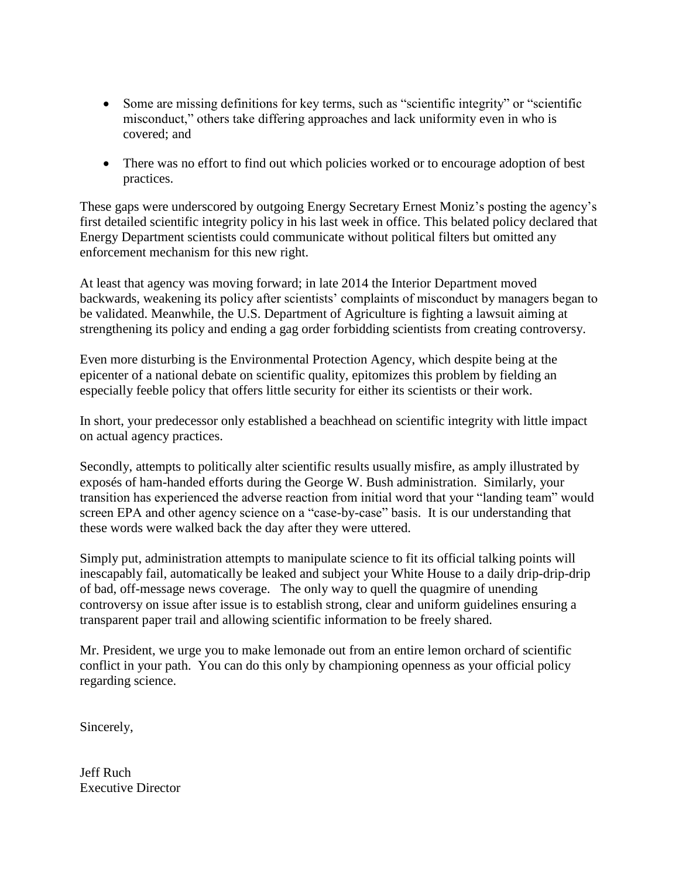- Some are missing definitions for key terms, such as "scientific integrity" or "scientific misconduct," others take differing approaches and lack uniformity even in who is covered; and

- There was no effort to find out which policies worked or to encourage adoption of best practices.

These gaps were underscored by outgoing Energy Secretary Ernest Moniz's posting the agency's first detailed scientific integrity policy in his last week in office. This belated policy declared that Energy Department scientists could communicate without political filters but omitted any enforcement mechanism for this new right.

At least that agency was moving forward; in late 2014 the Interior Department moved backwards, weakening its policy after scientists' complaints of misconduct by managers began to be validated. Meanwhile, the U.S. Department of Agriculture is fighting a lawsuit aiming at strengthening its policy and ending a gag order forbidding scientists from creating controversy.

Even more disturbing is the Environmental Protection Agency, which despite being at the epicenter of a national debate on scientific quality, epitomizes this problem by fielding an especially feeble policy that offers little security for either its scientists or their work.

In short, your predecessor only established a beachhead on scientific integrity with little impact on actual agency practices.

Secondly, attempts to politically alter scientific results usually misfire, as amply illustrated by exposés of ham-handed efforts during the George W. Bush administration. Similarly, your transition has experienced the adverse reaction from initial word that your "landing team" would screen EPA and other agency science on a "case-by-case" basis. It is our understanding that these words were walked back the day after they were uttered.

Simply put, administration attempts to manipulate science to fit its official talking points will inescapably fail, automatically be leaked and subject your White House to a daily drip-drip-drip of bad, off-message news coverage. The only way to quell the quagmire of unending controversy on issue after issue is to establish strong, clear and uniform guidelines ensuring a transparent paper trail and allowing scientific information to be freely shared.

Mr. President, we urge you to make lemonade out from an entire lemon orchard of scientific conflict in your path. You can do this only by championing openness as your official policy regarding science.

Sincerely,

Jeff Ruch
Executive Director